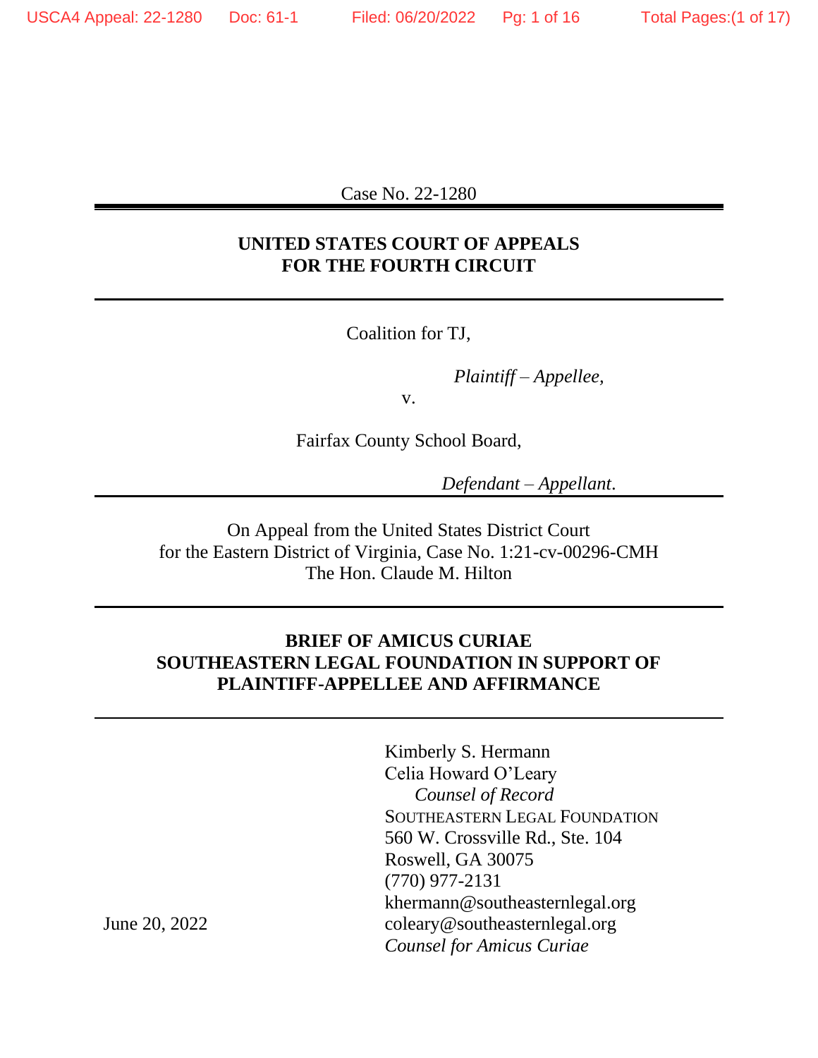Case No. 22-1280

**UNITED STATES COURT OF APPEALS**
**FOR THE FOURTH CIRCUIT**

---

Coalition for TJ,

*Plaintiff – Appellee*,

v.

Fairfax County School Board,

*Defendant – Appellant*.

---

On Appeal from the United States District Court
for the Eastern District of Virginia, Case No. 1:21-cv-00296-CMH
The Hon. Claude M. Hilton

---

**BRIEF OF AMICUS CURIAE**
**SOUTHEASTERN LEGAL FOUNDATION IN SUPPORT OF PLAINTIFF-APPELLEE AND AFFIRMANCE**

---

Kimberly S. Hermann
Celia Howard O'Leary
*Counsel of Record*
SOUTHEASTERN LEGAL FOUNDATION
560 W. Crossville Rd., Ste. 104
Roswell, GA 30075
(770) 977-2131
khermann@southeasternlegal.org
coleary@southeasternlegal.org
*Counsel for Amicus Curiae*

June 20, 2022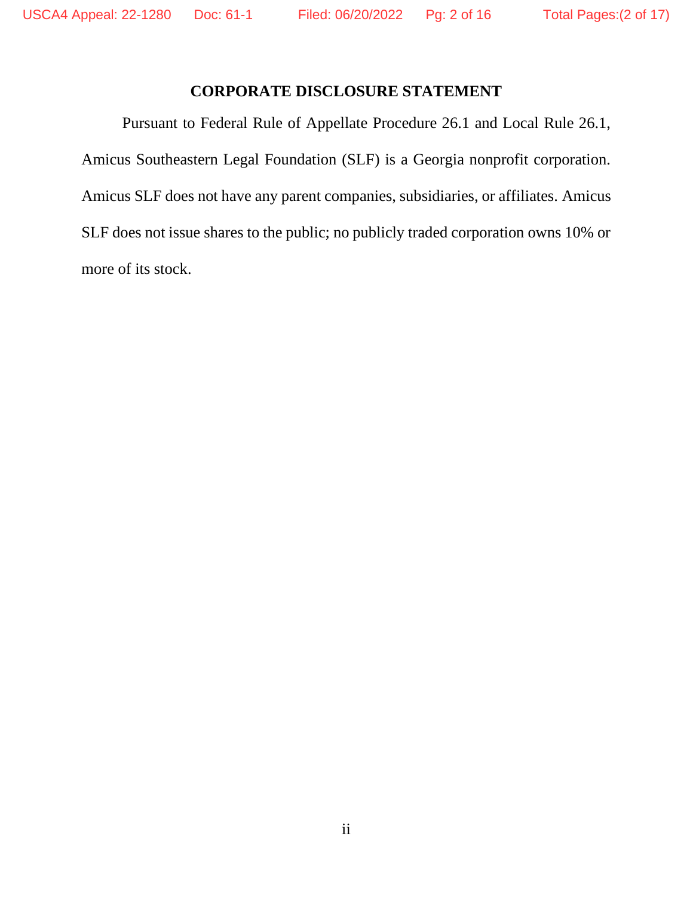## CORPORATE DISCLOSURE STATEMENT

Pursuant to Federal Rule of Appellate Procedure 26.1 and Local Rule 26.1, Amicus Southeastern Legal Foundation (SLF) is a Georgia nonprofit corporation. Amicus SLF does not have any parent companies, subsidiaries, or affiliates. Amicus SLF does not issue shares to the public; no publicly traded corporation owns 10% or more of its stock.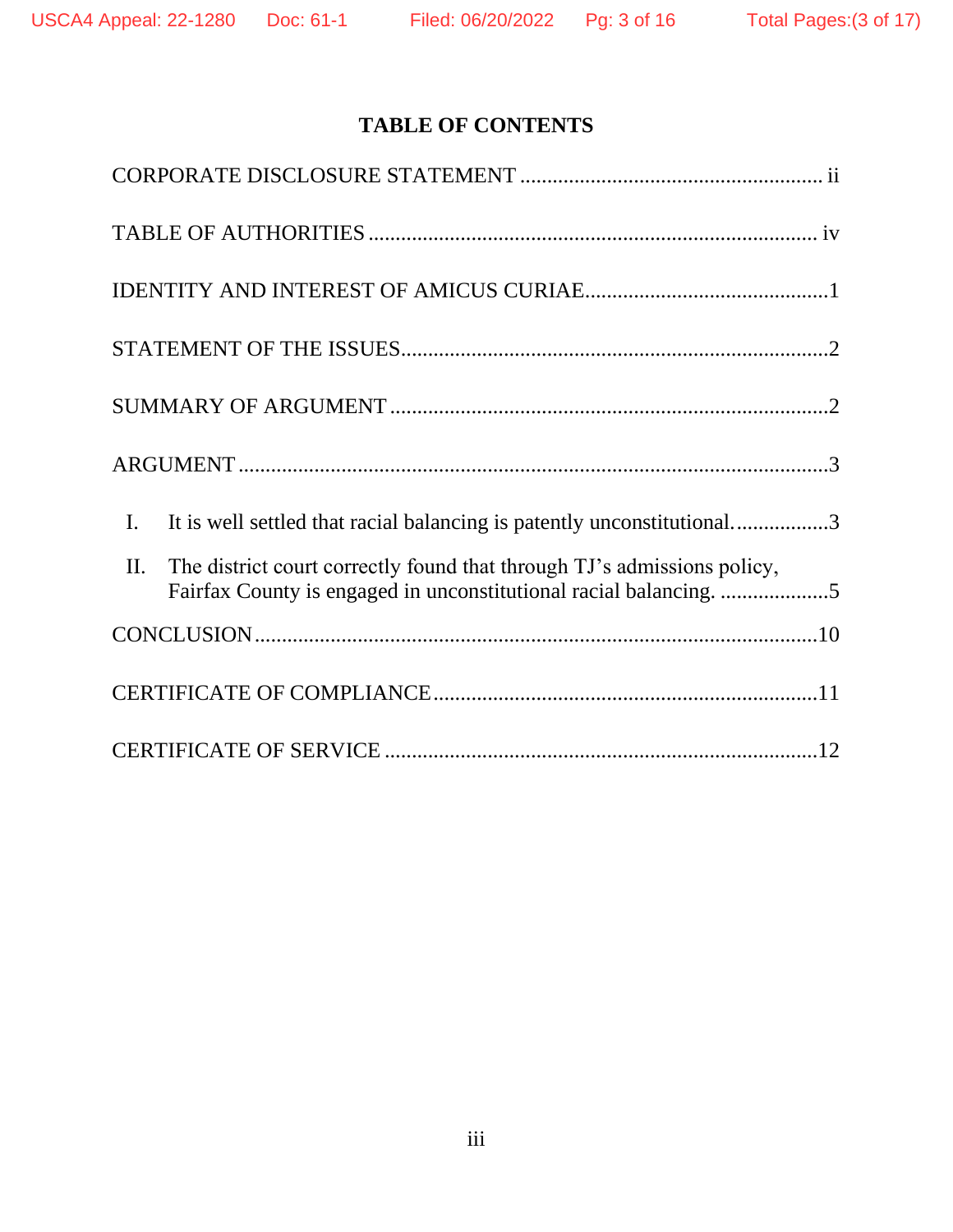# TABLE OF CONTENTS

CORPORATE DISCLOSURE STATEMENT ........................................................ ii

TABLE OF AUTHORITIES .................................................................................. iv

IDENTITY AND INTEREST OF AMICUS CURIAE............................................1

STATEMENT OF THE ISSUES..............................................................................2

SUMMARY OF ARGUMENT ................................................................................2

ARGUMENT ............................................................................................................3

I. It is well settled that racial balancing is patently unconstitutional..................3

II. The district court correctly found that through TJ's admissions policy, Fairfax County is engaged in unconstitutional racial balancing. ....................5

CONCLUSION .......................................................................................................10

CERTIFICATE OF COMPLIANCE......................................................................11

CERTIFICATE OF SERVICE ...............................................................................12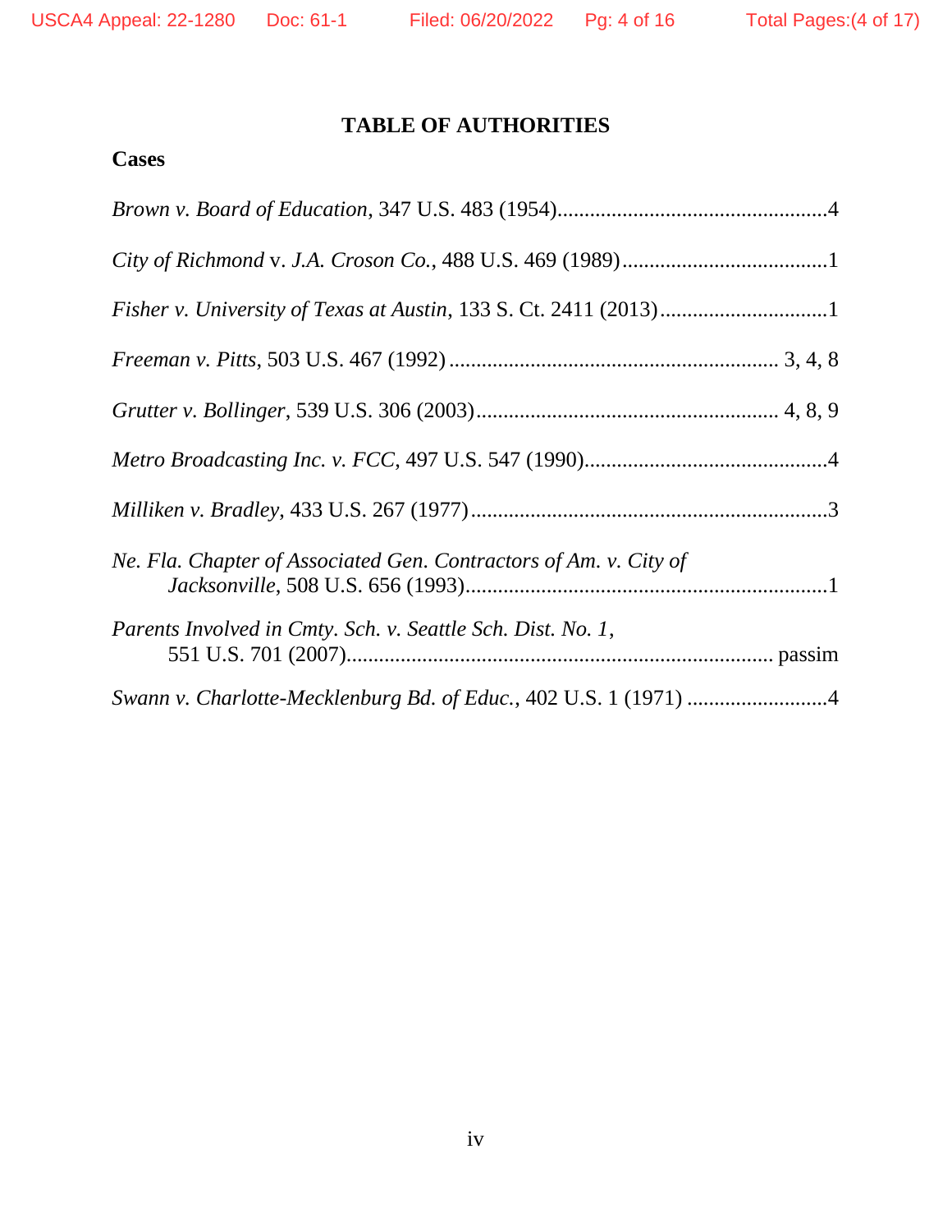## TABLE OF AUTHORITIES

**Cases**

*Brown v. Board of Education*, 347 U.S. 483 (1954)....................................................4

*City of Richmond* v. *J.A. Croson Co.*, 488 U.S. 469 (1989).......................................1

*Fisher v. University of Texas at Austin*, 133 S. Ct. 2411 (2013)................................1

*Freeman v. Pitts*, 503 U.S. 467 (1992) ............................................................. 3, 4, 8

*Grutter v. Bollinger*, 539 U.S. 306 (2003)........................................................ 4, 8, 9

*Metro Broadcasting Inc. v. FCC*, 497 U.S. 547 (1990)..............................................4

*Milliken v. Bradley*, 433 U.S. 267 (1977)...................................................................3

*Ne. Fla. Chapter of Associated Gen. Contractors of Am. v. City of Jacksonville*, 508 U.S. 656 (1993)...................................................................1

*Parents Involved in Cmty. Sch. v. Seattle Sch. Dist. No. 1*, 551 U.S. 701 (2007)............................................................................ passim

*Swann v. Charlotte-Mecklenburg Bd. of Educ.*, 402 U.S. 1 (1971) ..........................4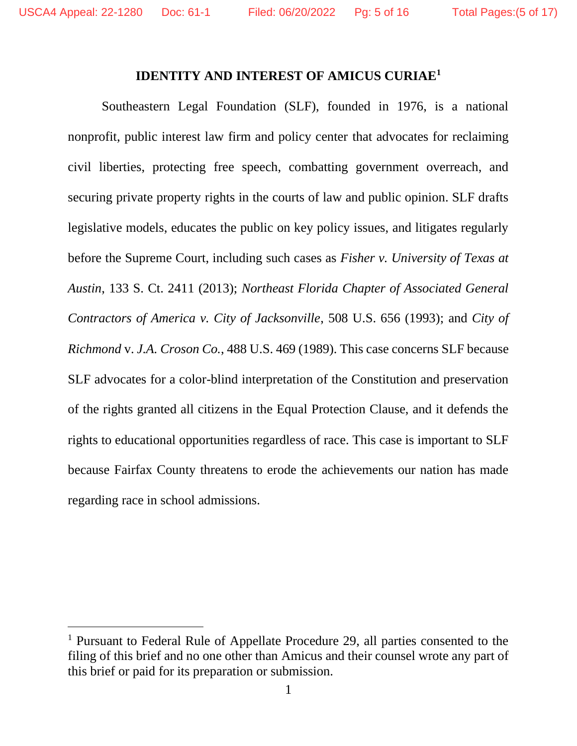## IDENTITY AND INTEREST OF AMICUS CURIAE[1]

Southeastern Legal Foundation (SLF), founded in 1976, is a national nonprofit, public interest law firm and policy center that advocates for reclaiming civil liberties, protecting free speech, combatting government overreach, and securing private property rights in the courts of law and public opinion. SLF drafts legislative models, educates the public on key policy issues, and litigates regularly before the Supreme Court, including such cases as *Fisher v. University of Texas at Austin*, 133 S. Ct. 2411 (2013); *Northeast Florida Chapter of Associated General Contractors of America v. City of Jacksonville*, 508 U.S. 656 (1993); and *City of Richmond* v. *J.A. Croson Co.*, 488 U.S. 469 (1989). This case concerns SLF because SLF advocates for a color-blind interpretation of the Constitution and preservation of the rights granted all citizens in the Equal Protection Clause, and it defends the rights to educational opportunities regardless of race. This case is important to SLF because Fairfax County threatens to erode the achievements our nation has made regarding race in school admissions.

---

[1] Pursuant to Federal Rule of Appellate Procedure 29, all parties consented to the filing of this brief and no one other than Amicus and their counsel wrote any part of this brief or paid for its preparation or submission.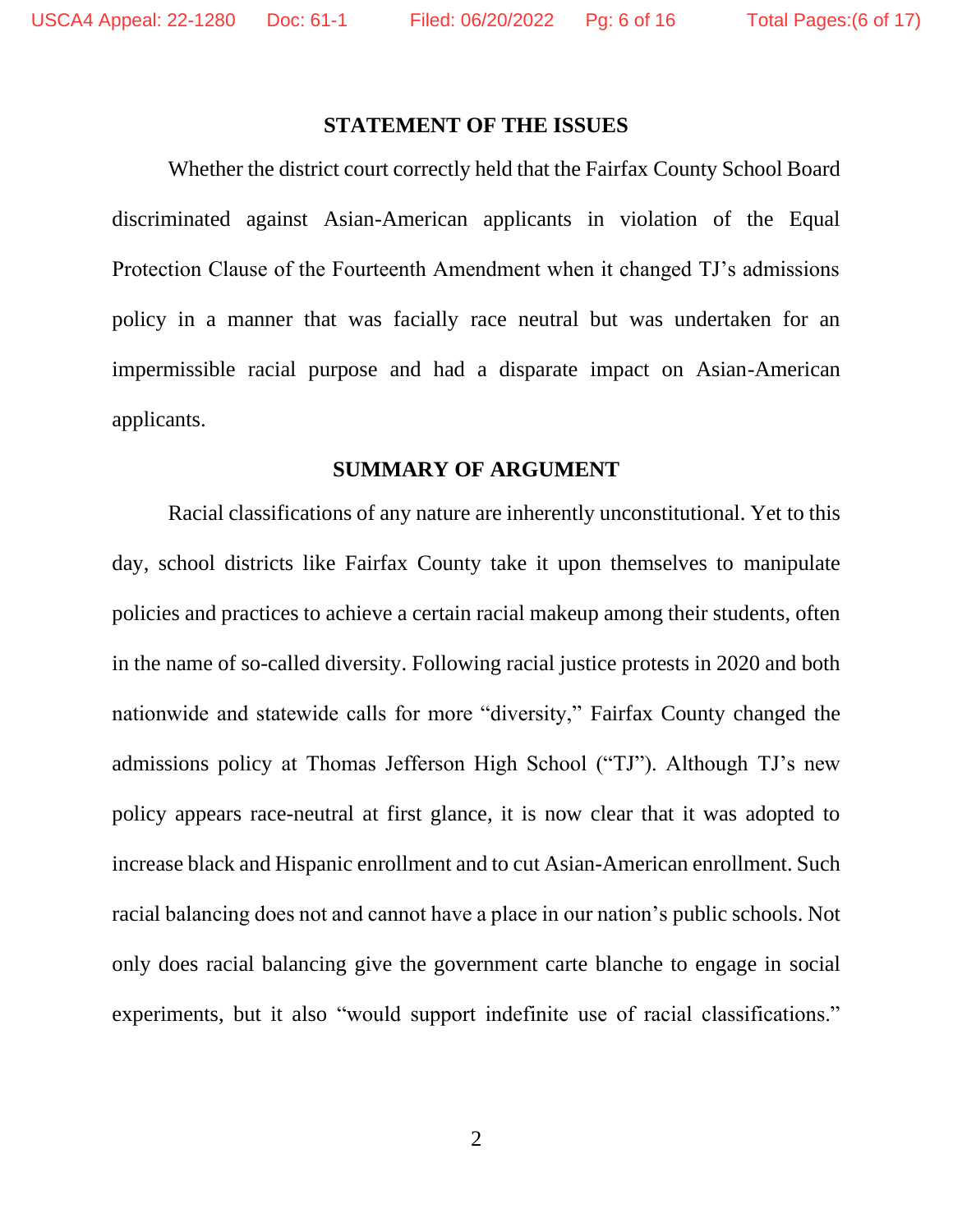## STATEMENT OF THE ISSUES

Whether the district court correctly held that the Fairfax County School Board discriminated against Asian-American applicants in violation of the Equal Protection Clause of the Fourteenth Amendment when it changed TJ's admissions policy in a manner that was facially race neutral but was undertaken for an impermissible racial purpose and had a disparate impact on Asian-American applicants.

## SUMMARY OF ARGUMENT

Racial classifications of any nature are inherently unconstitutional. Yet to this day, school districts like Fairfax County take it upon themselves to manipulate policies and practices to achieve a certain racial makeup among their students, often in the name of so-called diversity. Following racial justice protests in 2020 and both nationwide and statewide calls for more "diversity," Fairfax County changed the admissions policy at Thomas Jefferson High School ("TJ"). Although TJ's new policy appears race-neutral at first glance, it is now clear that it was adopted to increase black and Hispanic enrollment and to cut Asian-American enrollment. Such racial balancing does not and cannot have a place in our nation's public schools. Not only does racial balancing give the government carte blanche to engage in social experiments, but it also "would support indefinite use of racial classifications."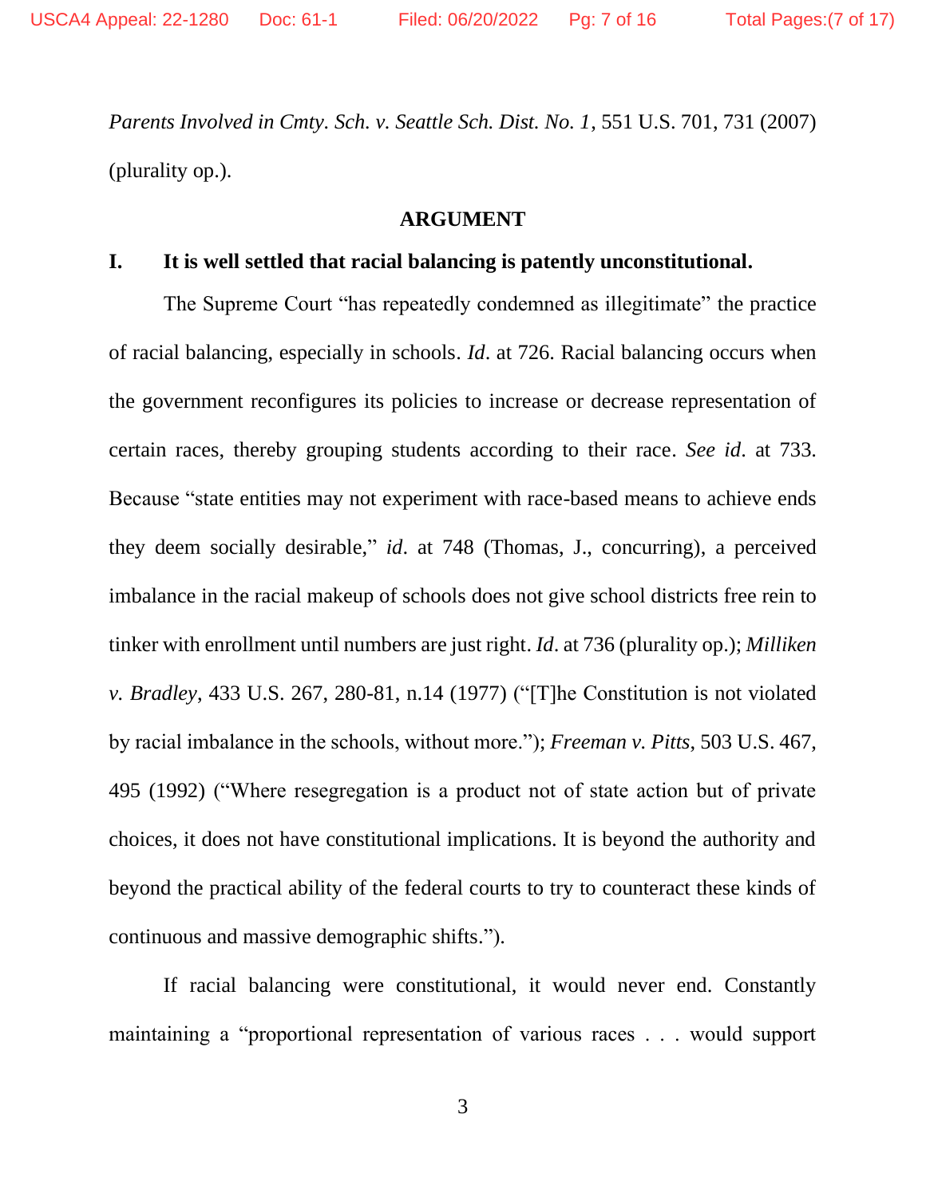*Parents Involved in Cmty. Sch. v. Seattle Sch. Dist. No. 1*, 551 U.S. 701, 731 (2007) (plurality op.).

## ARGUMENT

### I. It is well settled that racial balancing is patently unconstitutional.

The Supreme Court "has repeatedly condemned as illegitimate" the practice of racial balancing, especially in schools. *Id*. at 726. Racial balancing occurs when the government reconfigures its policies to increase or decrease representation of certain races, thereby grouping students according to their race. *See id*. at 733. Because "state entities may not experiment with race-based means to achieve ends they deem socially desirable," *id*. at 748 (Thomas, J., concurring), a perceived imbalance in the racial makeup of schools does not give school districts free rein to tinker with enrollment until numbers are just right. *Id*. at 736 (plurality op.); *Milliken v. Bradley*, 433 U.S. 267, 280-81, n.14 (1977) ("[T]he Constitution is not violated by racial imbalance in the schools, without more."); *Freeman v. Pitts*, 503 U.S. 467, 495 (1992) ("Where resegregation is a product not of state action but of private choices, it does not have constitutional implications. It is beyond the authority and beyond the practical ability of the federal courts to try to counteract these kinds of continuous and massive demographic shifts.").

If racial balancing were constitutional, it would never end. Constantly maintaining a "proportional representation of various races . . . would support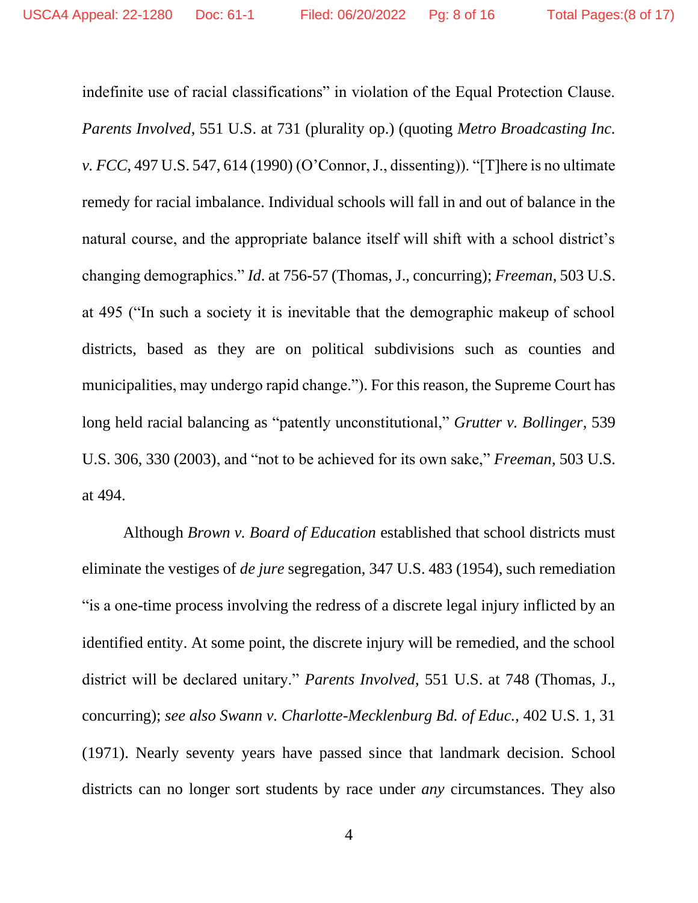indefinite use of racial classifications" in violation of the Equal Protection Clause. *Parents Involved*, 551 U.S. at 731 (plurality op.) (quoting *Metro Broadcasting Inc. v. FCC*, 497 U.S. 547, 614 (1990) (O'Connor, J., dissenting)). "[T]here is no ultimate remedy for racial imbalance. Individual schools will fall in and out of balance in the natural course, and the appropriate balance itself will shift with a school district's changing demographics." *Id*. at 756-57 (Thomas, J., concurring); *Freeman*, 503 U.S. at 495 ("In such a society it is inevitable that the demographic makeup of school districts, based as they are on political subdivisions such as counties and municipalities, may undergo rapid change."). For this reason, the Supreme Court has long held racial balancing as "patently unconstitutional," *Grutter v. Bollinger*, 539 U.S. 306, 330 (2003), and "not to be achieved for its own sake," *Freeman*, 503 U.S. at 494.

Although *Brown v. Board of Education* established that school districts must eliminate the vestiges of *de jure* segregation, 347 U.S. 483 (1954), such remediation "is a one-time process involving the redress of a discrete legal injury inflicted by an identified entity. At some point, the discrete injury will be remedied, and the school district will be declared unitary." *Parents Involved*, 551 U.S. at 748 (Thomas, J., concurring); *see also Swann v. Charlotte-Mecklenburg Bd. of Educ.*, 402 U.S. 1, 31 (1971). Nearly seventy years have passed since that landmark decision. School districts can no longer sort students by race under *any* circumstances. They also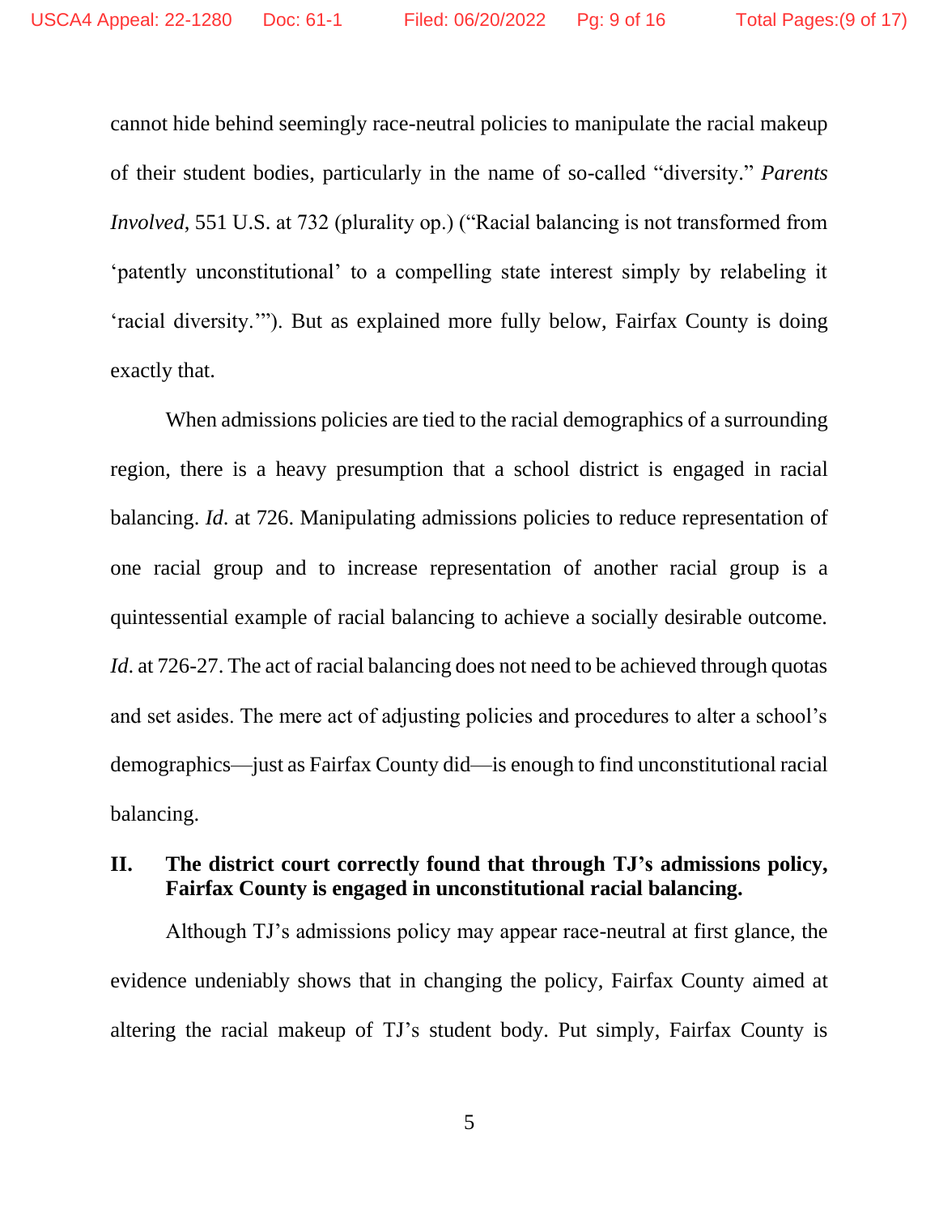cannot hide behind seemingly race-neutral policies to manipulate the racial makeup of their student bodies, particularly in the name of so-called "diversity." *Parents Involved*, 551 U.S. at 732 (plurality op.) ("Racial balancing is not transformed from 'patently unconstitutional' to a compelling state interest simply by relabeling it 'racial diversity.'"). But as explained more fully below, Fairfax County is doing exactly that.

When admissions policies are tied to the racial demographics of a surrounding region, there is a heavy presumption that a school district is engaged in racial balancing. *Id*. at 726. Manipulating admissions policies to reduce representation of one racial group and to increase representation of another racial group is a quintessential example of racial balancing to achieve a socially desirable outcome. *Id*. at 726-27. The act of racial balancing does not need to be achieved through quotas and set asides. The mere act of adjusting policies and procedures to alter a school's demographics—just as Fairfax County did—is enough to find unconstitutional racial balancing.

## II. The district court correctly found that through TJ's admissions policy, Fairfax County is engaged in unconstitutional racial balancing.

Although TJ's admissions policy may appear race-neutral at first glance, the evidence undeniably shows that in changing the policy, Fairfax County aimed at altering the racial makeup of TJ's student body. Put simply, Fairfax County is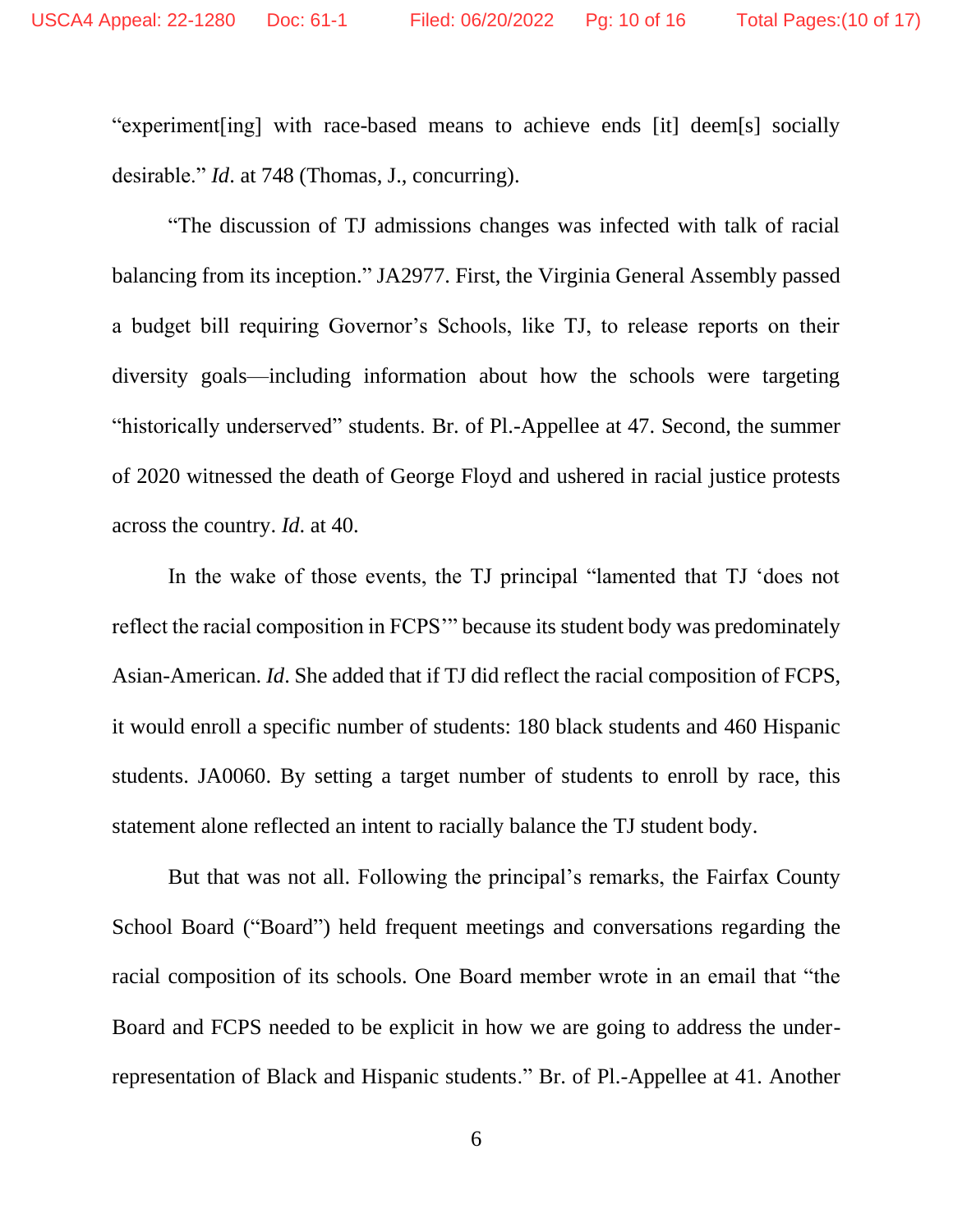"experiment[ing] with race-based means to achieve ends [it] deem[s] socially desirable." *Id*. at 748 (Thomas, J., concurring).

"The discussion of TJ admissions changes was infected with talk of racial balancing from its inception." JA2977. First, the Virginia General Assembly passed a budget bill requiring Governor's Schools, like TJ, to release reports on their diversity goals—including information about how the schools were targeting "historically underserved" students. Br. of Pl.-Appellee at 47. Second, the summer of 2020 witnessed the death of George Floyd and ushered in racial justice protests across the country. *Id*. at 40.

In the wake of those events, the TJ principal "lamented that TJ 'does not reflect the racial composition in FCPS'" because its student body was predominately Asian-American. *Id*. She added that if TJ did reflect the racial composition of FCPS, it would enroll a specific number of students: 180 black students and 460 Hispanic students. JA0060. By setting a target number of students to enroll by race, this statement alone reflected an intent to racially balance the TJ student body.

But that was not all. Following the principal's remarks, the Fairfax County School Board ("Board") held frequent meetings and conversations regarding the racial composition of its schools. One Board member wrote in an email that "the Board and FCPS needed to be explicit in how we are going to address the under-representation of Black and Hispanic students." Br. of Pl.-Appellee at 41. Another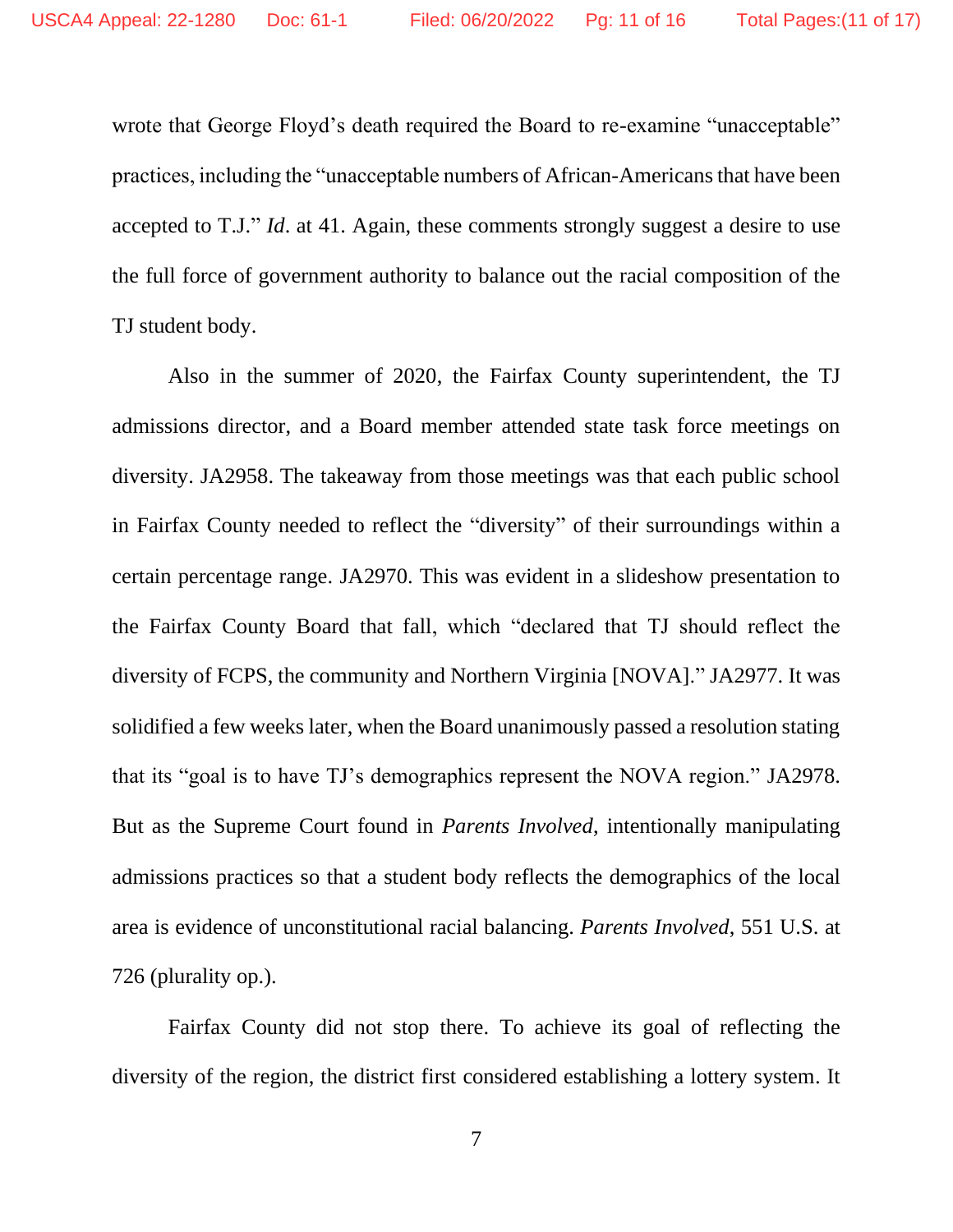wrote that George Floyd's death required the Board to re-examine "unacceptable" practices, including the "unacceptable numbers of African-Americans that have been accepted to T.J." *Id*. at 41. Again, these comments strongly suggest a desire to use the full force of government authority to balance out the racial composition of the TJ student body.

Also in the summer of 2020, the Fairfax County superintendent, the TJ admissions director, and a Board member attended state task force meetings on diversity. JA2958. The takeaway from those meetings was that each public school in Fairfax County needed to reflect the "diversity" of their surroundings within a certain percentage range. JA2970. This was evident in a slideshow presentation to the Fairfax County Board that fall, which "declared that TJ should reflect the diversity of FCPS, the community and Northern Virginia [NOVA]." JA2977. It was solidified a few weeks later, when the Board unanimously passed a resolution stating that its "goal is to have TJ's demographics represent the NOVA region." JA2978. But as the Supreme Court found in *Parents Involved*, intentionally manipulating admissions practices so that a student body reflects the demographics of the local area is evidence of unconstitutional racial balancing. *Parents Involved*, 551 U.S. at 726 (plurality op.).

Fairfax County did not stop there. To achieve its goal of reflecting the diversity of the region, the district first considered establishing a lottery system. It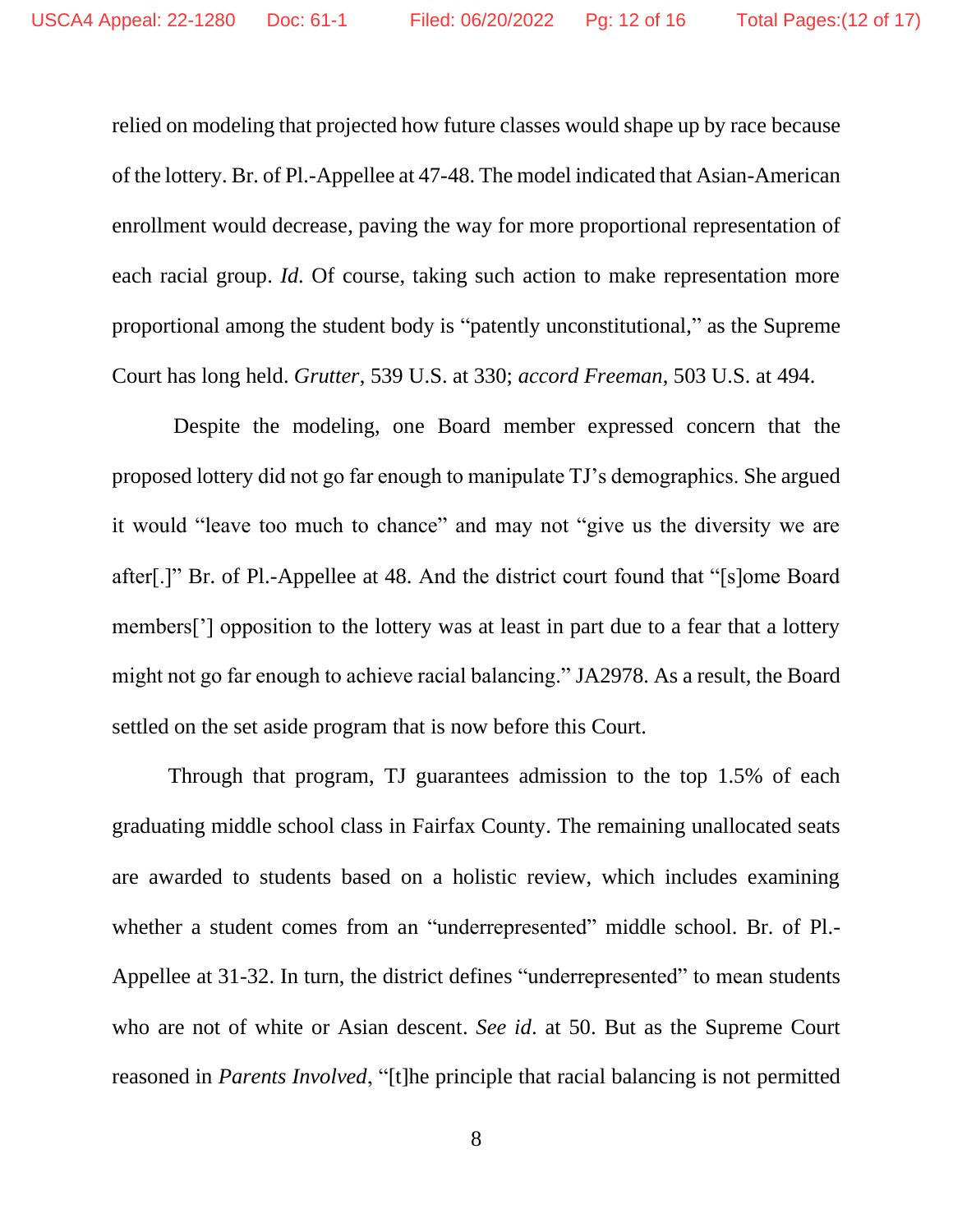relied on modeling that projected how future classes would shape up by race because of the lottery. Br. of Pl.-Appellee at 47-48. The model indicated that Asian-American enrollment would decrease, paving the way for more proportional representation of each racial group. *Id.* Of course, taking such action to make representation more proportional among the student body is "patently unconstitutional," as the Supreme Court has long held. *Grutter*, 539 U.S. at 330; *accord Freeman*, 503 U.S. at 494.

Despite the modeling, one Board member expressed concern that the proposed lottery did not go far enough to manipulate TJ's demographics. She argued it would "leave too much to chance" and may not "give us the diversity we are after[.]" Br. of Pl.-Appellee at 48. And the district court found that "[s]ome Board members['] opposition to the lottery was at least in part due to a fear that a lottery might not go far enough to achieve racial balancing." JA2978. As a result, the Board settled on the set aside program that is now before this Court.

Through that program, TJ guarantees admission to the top 1.5% of each graduating middle school class in Fairfax County. The remaining unallocated seats are awarded to students based on a holistic review, which includes examining whether a student comes from an "underrepresented" middle school. Br. of Pl.-Appellee at 31-32. In turn, the district defines "underrepresented" to mean students who are not of white or Asian descent. *See id*. at 50. But as the Supreme Court reasoned in *Parents Involved*, "[t]he principle that racial balancing is not permitted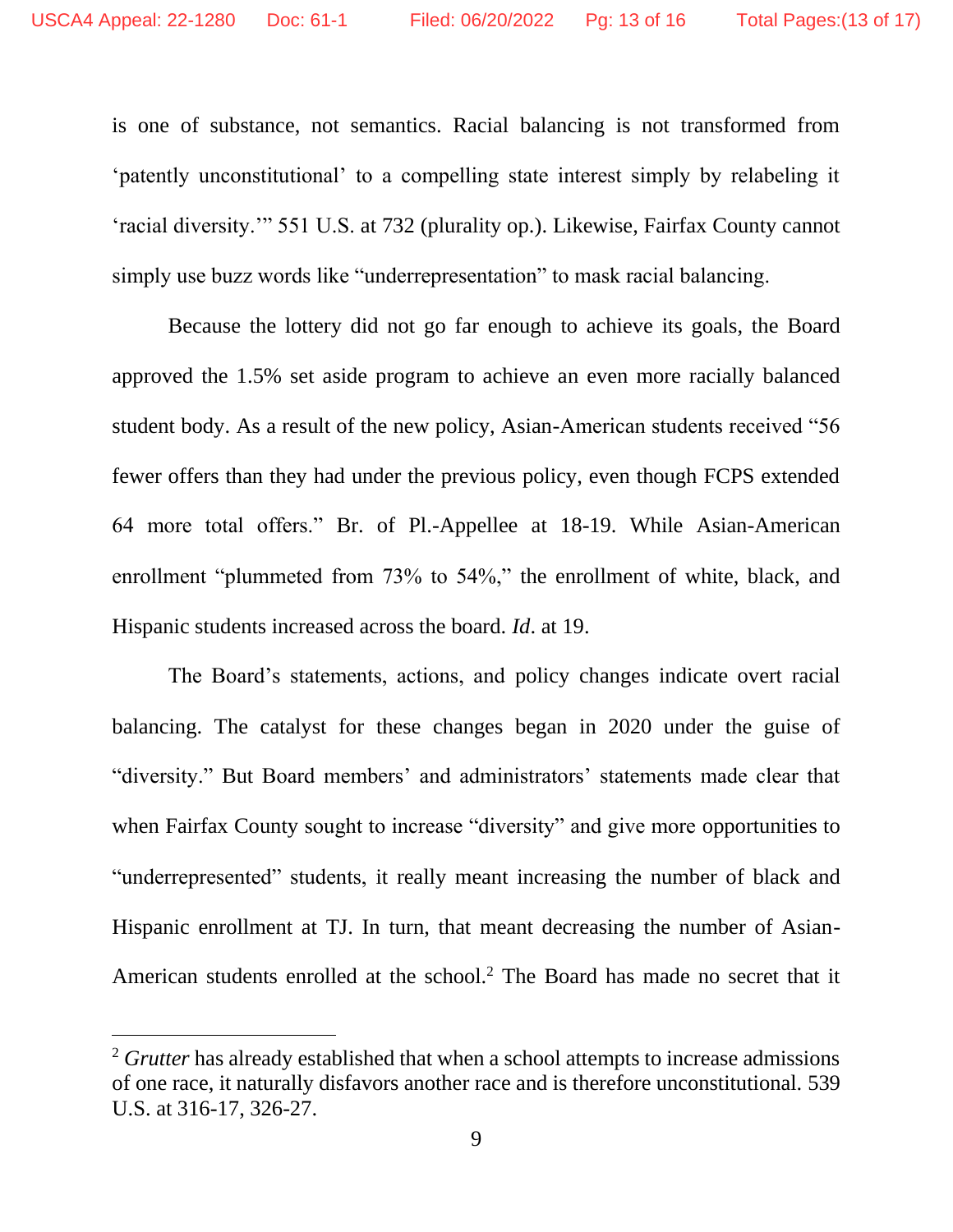is one of substance, not semantics. Racial balancing is not transformed from 'patently unconstitutional' to a compelling state interest simply by relabeling it 'racial diversity.'" 551 U.S. at 732 (plurality op.). Likewise, Fairfax County cannot simply use buzz words like "underrepresentation" to mask racial balancing.

Because the lottery did not go far enough to achieve its goals, the Board approved the 1.5% set aside program to achieve an even more racially balanced student body. As a result of the new policy, Asian-American students received "56 fewer offers than they had under the previous policy, even though FCPS extended 64 more total offers." Br. of Pl.-Appellee at 18-19. While Asian-American enrollment "plummeted from 73% to 54%," the enrollment of white, black, and Hispanic students increased across the board. *Id*. at 19.

The Board's statements, actions, and policy changes indicate overt racial balancing. The catalyst for these changes began in 2020 under the guise of "diversity." But Board members' and administrators' statements made clear that when Fairfax County sought to increase "diversity" and give more opportunities to "underrepresented" students, it really meant increasing the number of black and Hispanic enrollment at TJ. In turn, that meant decreasing the number of Asian-American students enrolled at the school.[2] The Board has made no secret that it

[2] *Grutter* has already established that when a school attempts to increase admissions of one race, it naturally disfavors another race and is therefore unconstitutional. 539 U.S. at 316-17, 326-27.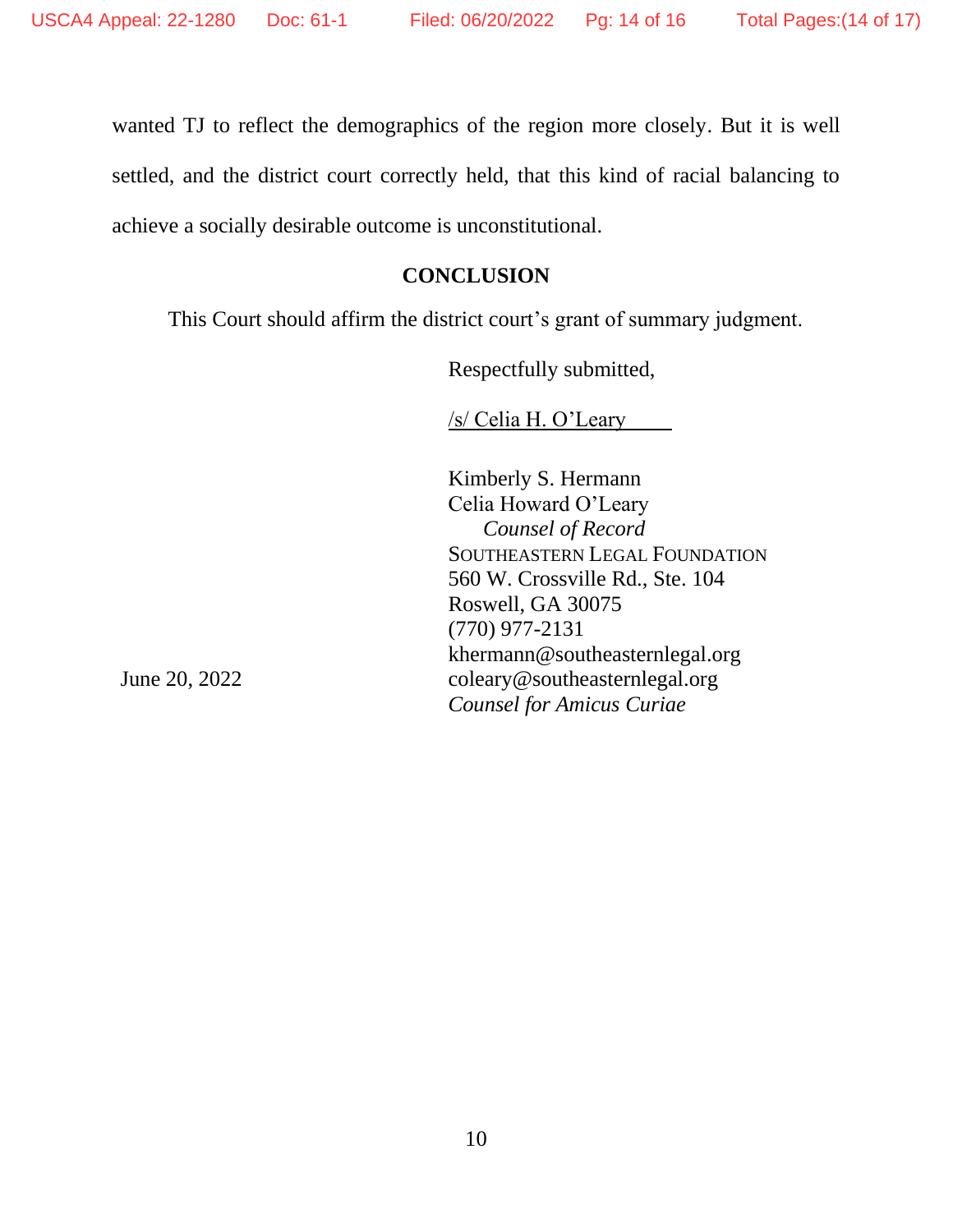wanted TJ to reflect the demographics of the region more closely. But it is well settled, and the district court correctly held, that this kind of racial balancing to achieve a socially desirable outcome is unconstitutional.

## CONCLUSION

This Court should affirm the district court's grant of summary judgment.

Respectfully submitted,

/s/ Celia H. O'Leary

Kimberly S. Hermann
Celia Howard O'Leary
*Counsel of Record*
SOUTHEASTERN LEGAL FOUNDATION
560 W. Crossville Rd., Ste. 104
Roswell, GA 30075
(770) 977-2131
khermann@southeasternlegal.org
coleary@southeasternlegal.org
*Counsel for Amicus Curiae*

June 20, 2022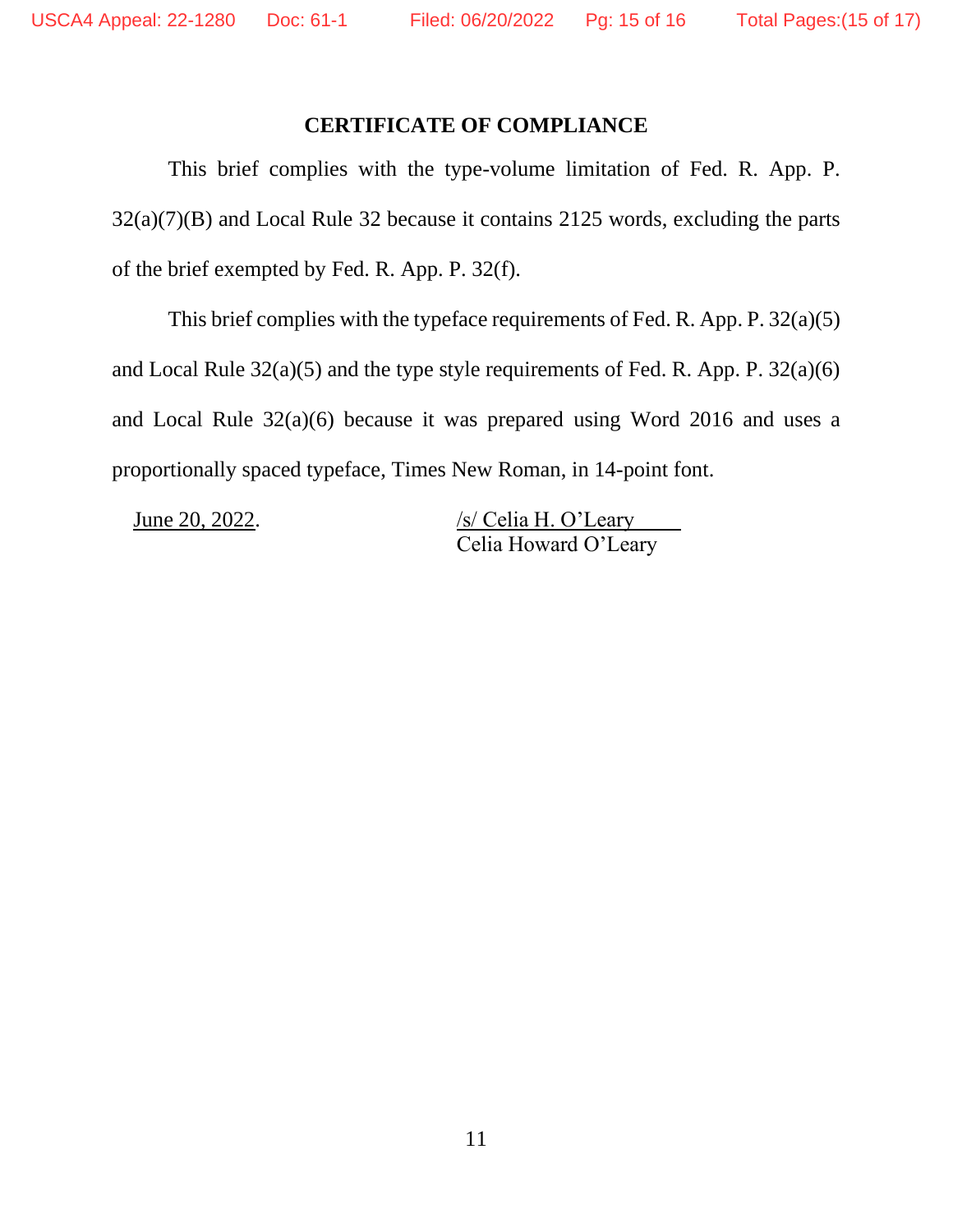## CERTIFICATE OF COMPLIANCE

This brief complies with the type-volume limitation of Fed. R. App. P. 32(a)(7)(B) and Local Rule 32 because it contains 2125 words, excluding the parts of the brief exempted by Fed. R. App. P. 32(f).

This brief complies with the typeface requirements of Fed. R. App. P. 32(a)(5) and Local Rule 32(a)(5) and the type style requirements of Fed. R. App. P. 32(a)(6) and Local Rule 32(a)(6) because it was prepared using Word 2016 and uses a proportionally spaced typeface, Times New Roman, in 14-point font.

June 20, 2022.

/s/ Celia H. O'Leary
Celia Howard O'Leary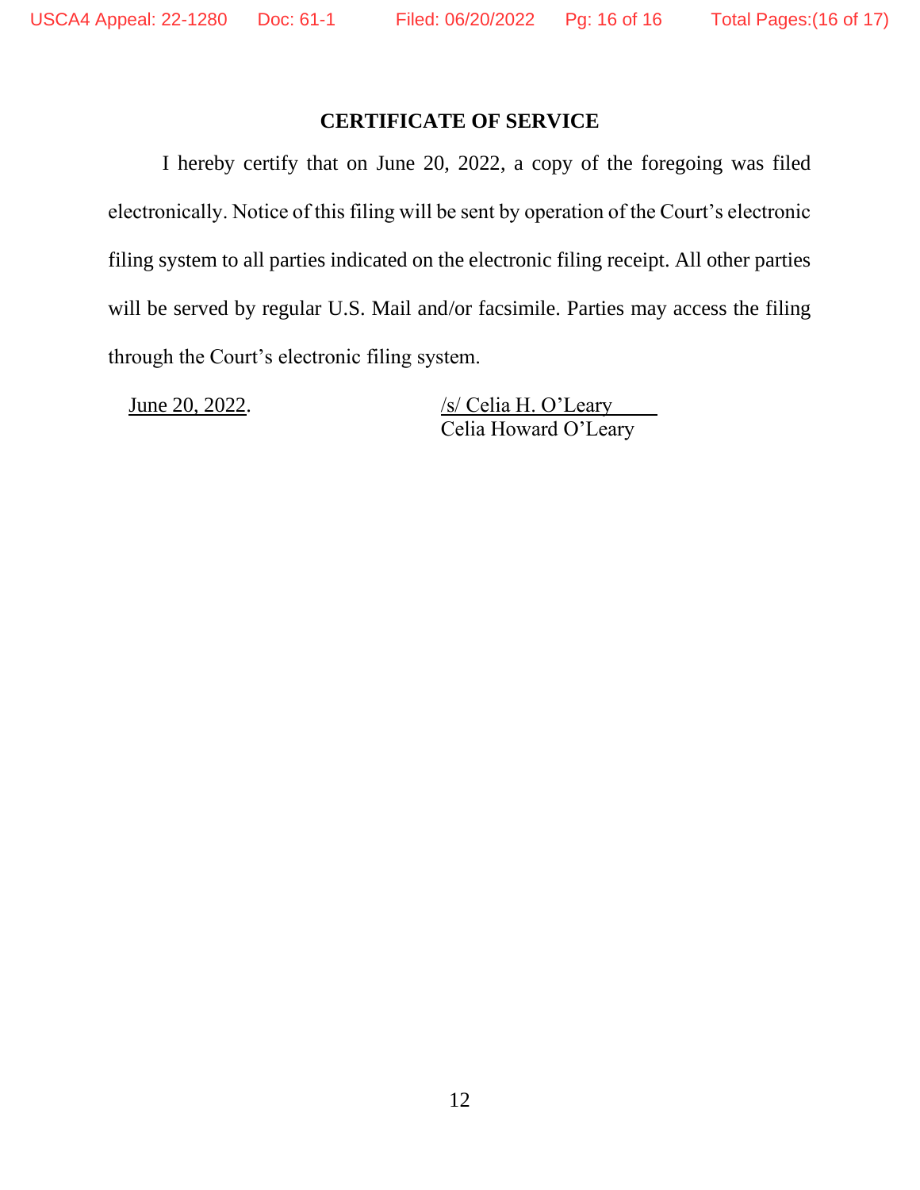## CERTIFICATE OF SERVICE

I hereby certify that on June 20, 2022, a copy of the foregoing was filed electronically. Notice of this filing will be sent by operation of the Court's electronic filing system to all parties indicated on the electronic filing receipt. All other parties will be served by regular U.S. Mail and/or facsimile. Parties may access the filing through the Court's electronic filing system.

June 20, 2022.

/s/ Celia H. O'Leary
Celia Howard O'Leary